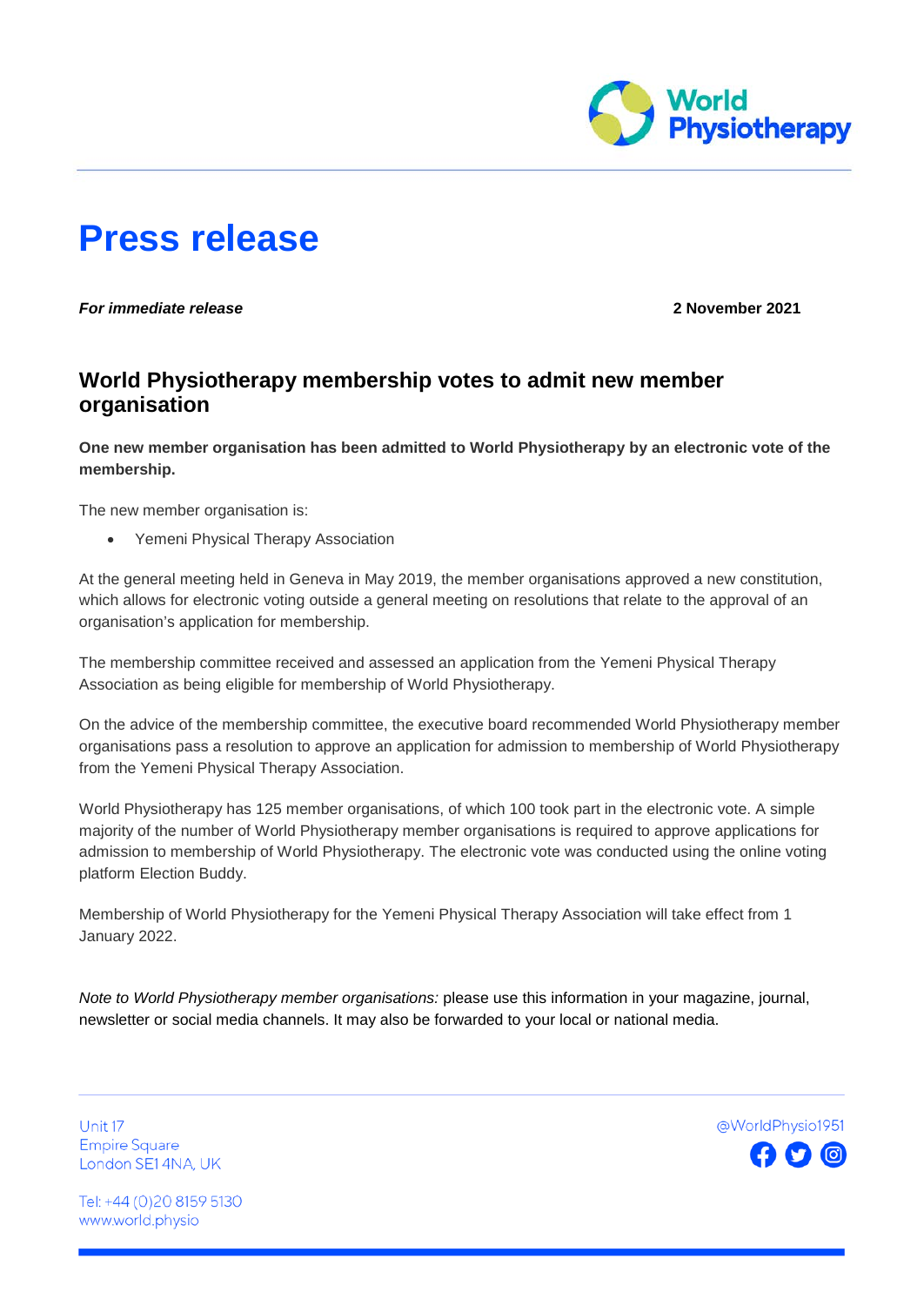# Press release

***For immediate release*** **2 November 2021**

## World Physiotherapy membership votes to admit new member organisation

**One new member organisation has been admitted to World Physiotherapy by an electronic vote of the membership.**

The new member organisation is:

- Yemeni Physical Therapy Association

At the general meeting held in Geneva in May 2019, the member organisations approved a new constitution, which allows for electronic voting outside a general meeting on resolutions that relate to the approval of an organisation's application for membership.

The membership committee received and assessed an application from the Yemeni Physical Therapy Association as being eligible for membership of World Physiotherapy.

On the advice of the membership committee, the executive board recommended World Physiotherapy member organisations pass a resolution to approve an application for admission to membership of World Physiotherapy from the Yemeni Physical Therapy Association.

World Physiotherapy has 125 member organisations, of which 100 took part in the electronic vote. A simple majority of the number of World Physiotherapy member organisations is required to approve applications for admission to membership of World Physiotherapy. The electronic vote was conducted using the online voting platform Election Buddy.

Membership of World Physiotherapy for the Yemeni Physical Therapy Association will take effect from 1 January 2022.

*Note to World Physiotherapy member organisations:* please use this information in your magazine, journal, newsletter or social media channels. It may also be forwarded to your local or national media.

Unit 17
Empire Square
London SE1 4NA, UK

Tel: +44 (0)20 8159 5130
www.world.physio

@WorldPhysio1951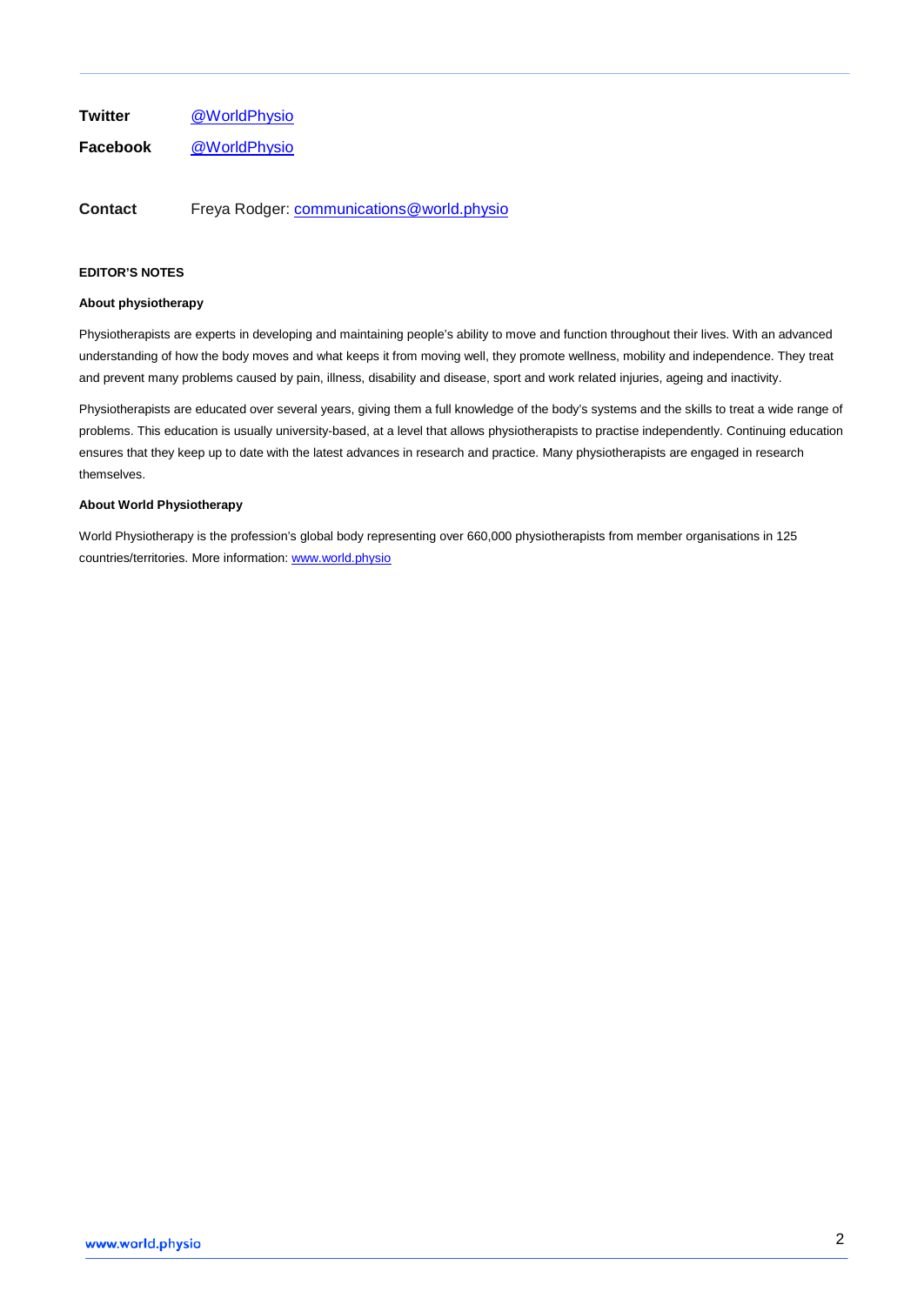**Twitter** @WorldPhysio

**Facebook** @WorldPhysio

**Contact** Freya Rodger: communications@world.physio

## EDITOR'S NOTES

### About physiotherapy

Physiotherapists are experts in developing and maintaining people's ability to move and function throughout their lives. With an advanced understanding of how the body moves and what keeps it from moving well, they promote wellness, mobility and independence. They treat and prevent many problems caused by pain, illness, disability and disease, sport and work related injuries, ageing and inactivity.

Physiotherapists are educated over several years, giving them a full knowledge of the body's systems and the skills to treat a wide range of problems. This education is usually university-based, at a level that allows physiotherapists to practise independently. Continuing education ensures that they keep up to date with the latest advances in research and practice. Many physiotherapists are engaged in research themselves.

### About World Physiotherapy

World Physiotherapy is the profession's global body representing over 660,000 physiotherapists from member organisations in 125 countries/territories. More information: www.world.physio